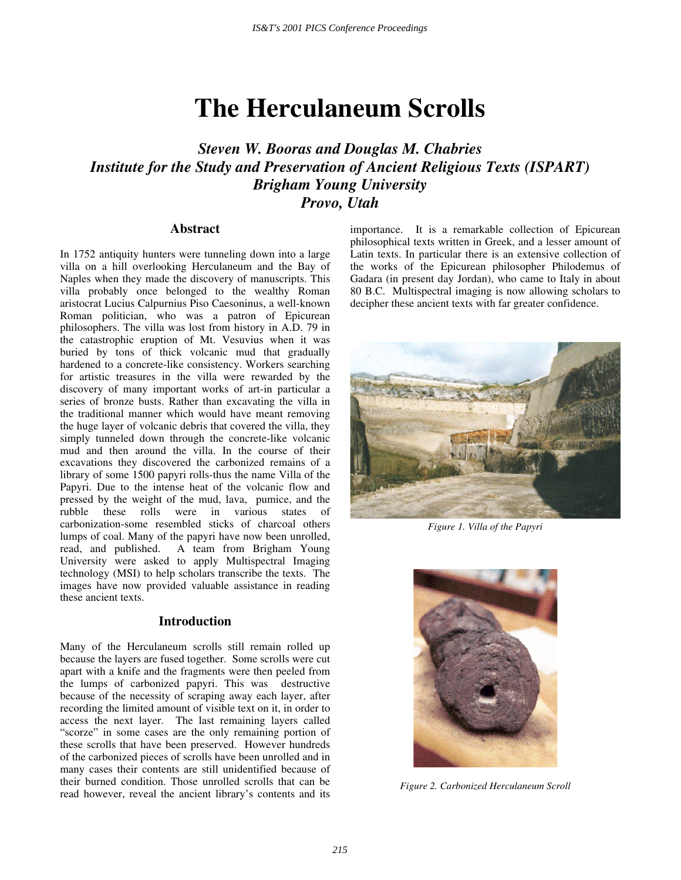# The Herculaneum Scrolls

***Steven W. Booras and Douglas M. Chabries***
***Institute for the Study and Preservation of Ancient Religious Texts (ISPART)***
***Brigham Young University***
***Provo, Utah***

## Abstract

In 1752 antiquity hunters were tunneling down into a large villa on a hill overlooking Herculaneum and the Bay of Naples when they made the discovery of manuscripts. This villa probably once belonged to the wealthy Roman aristocrat Lucius Calpurnius Piso Caesoninus, a well-known Roman politician, who was a patron of Epicurean philosophers. The villa was lost from history in A.D. 79 in the catastrophic eruption of Mt. Vesuvius when it was buried by tons of thick volcanic mud that gradually hardened to a concrete-like consistency. Workers searching for artistic treasures in the villa were rewarded by the discovery of many important works of art-in particular a series of bronze busts. Rather than excavating the villa in the traditional manner which would have meant removing the huge layer of volcanic debris that covered the villa, they simply tunneled down through the concrete-like volcanic mud and then around the villa. In the course of their excavations they discovered the carbonized remains of a library of some 1500 papyri rolls-thus the name Villa of the Papyri. Due to the intense heat of the volcanic flow and pressed by the weight of the mud, lava, pumice, and the rubble these rolls were in various states of carbonization-some resembled sticks of charcoal others lumps of coal. Many of the papyri have now been unrolled, read, and published. A team from Brigham Young University were asked to apply Multispectral Imaging technology (MSI) to help scholars transcribe the texts. The images have now provided valuable assistance in reading these ancient texts.

## Introduction

Many of the Herculaneum scrolls still remain rolled up because the layers are fused together. Some scrolls were cut apart with a knife and the fragments were then peeled from the lumps of carbonized papyri. This was destructive because of the necessity of scraping away each layer, after recording the limited amount of visible text on it, in order to access the next layer. The last remaining layers called "scorze" in some cases are the only remaining portion of these scrolls that have been preserved. However hundreds of the carbonized pieces of scrolls have been unrolled and in many cases their contents are still unidentified because of their burned condition. Those unrolled scrolls that can be read however, reveal the ancient library's contents and its importance. It is a remarkable collection of Epicurean philosophical texts written in Greek, and a lesser amount of Latin texts. In particular there is an extensive collection of the works of the Epicurean philosopher Philodemus of Gadara (in present day Jordan), who came to Italy in about 80 B.C. Multispectral imaging is now allowing scholars to decipher these ancient texts with far greater confidence.

*Figure 1. Villa of the Papyri*

*Figure 2. Carbonized Herculaneum Scroll*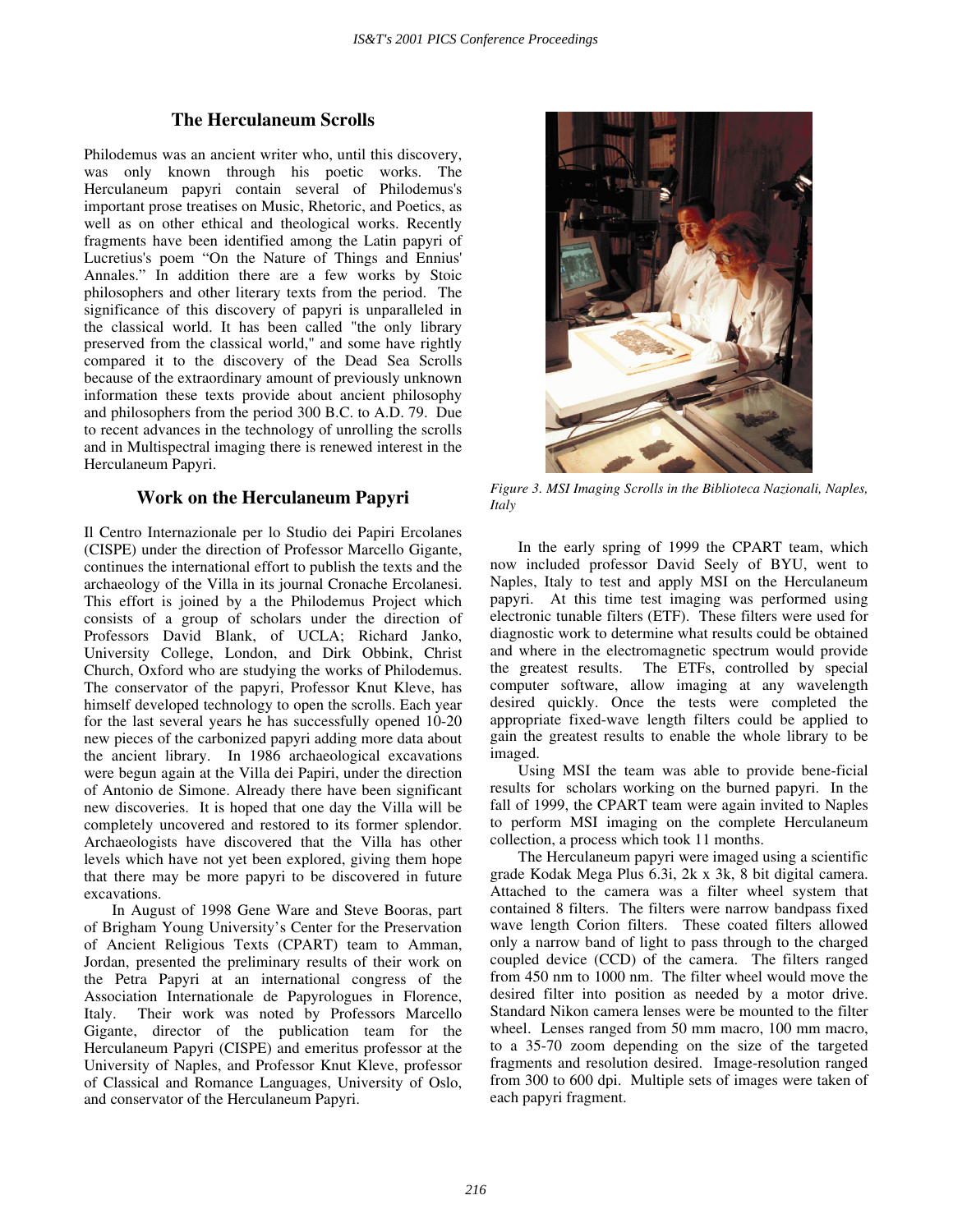## The Herculaneum Scrolls

Philodemus was an ancient writer who, until this discovery, was only known through his poetic works. The Herculaneum papyri contain several of Philodemus's important prose treatises on Music, Rhetoric, and Poetics, as well as on other ethical and theological works. Recently fragments have been identified among the Latin papyri of Lucretius's poem "On the Nature of Things and Ennius' Annales." In addition there are a few works by Stoic philosophers and other literary texts from the period. The significance of this discovery of papyri is unparalleled in the classical world. It has been called "the only library preserved from the classical world," and some have rightly compared it to the discovery of the Dead Sea Scrolls because of the extraordinary amount of previously unknown information these texts provide about ancient philosophy and philosophers from the period 300 B.C. to A.D. 79. Due to recent advances in the technology of unrolling the scrolls and in Multispectral imaging there is renewed interest in the Herculaneum Papyri.

## Work on the Herculaneum Papyri

Il Centro Internazionale per lo Studio dei Papiri Ercolanes (CISPE) under the direction of Professor Marcello Gigante, continues the international effort to publish the texts and the archaeology of the Villa in its journal Cronache Ercolanesi. This effort is joined by a the Philodemus Project which consists of a group of scholars under the direction of Professors David Blank, of UCLA; Richard Janko, University College, London, and Dirk Obbink, Christ Church, Oxford who are studying the works of Philodemus. The conservator of the papyri, Professor Knut Kleve, has himself developed technology to open the scrolls. Each year for the last several years he has successfully opened 10-20 new pieces of the carbonized papyri adding more data about the ancient library. In 1986 archaeological excavations were begun again at the Villa dei Papiri, under the direction of Antonio de Simone. Already there have been significant new discoveries. It is hoped that one day the Villa will be completely uncovered and restored to its former splendor. Archaeologists have discovered that the Villa has other levels which have not yet been explored, giving them hope that there may be more papyri to be discovered in future excavations.

In August of 1998 Gene Ware and Steve Booras, part of Brigham Young University's Center for the Preservation of Ancient Religious Texts (CPART) team to Amman, Jordan, presented the preliminary results of their work on the Petra Papyri at an international congress of the Association Internationale de Papyrologues in Florence, Italy. Their work was noted by Professors Marcello Gigante, director of the publication team for the Herculaneum Papyri (CISPE) and emeritus professor at the University of Naples, and Professor Knut Kleve, professor of Classical and Romance Languages, University of Oslo, and conservator of the Herculaneum Papyri.

*Figure 3. MSI Imaging Scrolls in the Biblioteca Nazionali, Naples, Italy*

In the early spring of 1999 the CPART team, which now included professor David Seely of BYU, went to Naples, Italy to test and apply MSI on the Herculaneum papyri. At this time test imaging was performed using electronic tunable filters (ETF). These filters were used for diagnostic work to determine what results could be obtained and where in the electromagnetic spectrum would provide the greatest results. The ETFs, controlled by special computer software, allow imaging at any wavelength desired quickly. Once the tests were completed the appropriate fixed-wave length filters could be applied to gain the greatest results to enable the whole library to be imaged.

Using MSI the team was able to provide bene-ficial results for scholars working on the burned papyri. In the fall of 1999, the CPART team were again invited to Naples to perform MSI imaging on the complete Herculaneum collection, a process which took 11 months.

The Herculaneum papyri were imaged using a scientific grade Kodak Mega Plus 6.3i, 2k x 3k, 8 bit digital camera. Attached to the camera was a filter wheel system that contained 8 filters. The filters were narrow bandpass fixed wave length Corion filters. These coated filters allowed only a narrow band of light to pass through to the charged coupled device (CCD) of the camera. The filters ranged from 450 nm to 1000 nm. The filter wheel would move the desired filter into position as needed by a motor drive. Standard Nikon camera lenses were be mounted to the filter wheel. Lenses ranged from 50 mm macro, 100 mm macro, to a 35-70 zoom depending on the size of the targeted fragments and resolution desired. Image-resolution ranged from 300 to 600 dpi. Multiple sets of images were taken of each papyri fragment.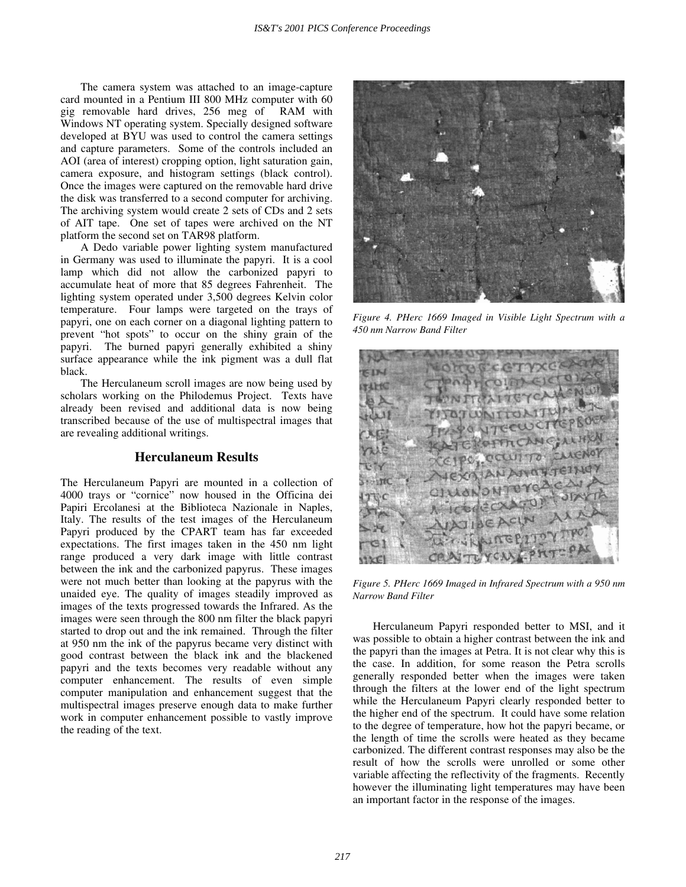The camera system was attached to an image-capture card mounted in a Pentium III 800 MHz computer with 60 gig removable hard drives, 256 meg of RAM with Windows NT operating system. Specially designed software developed at BYU was used to control the camera settings and capture parameters. Some of the controls included an AOI (area of interest) cropping option, light saturation gain, camera exposure, and histogram settings (black control). Once the images were captured on the removable hard drive the disk was transferred to a second computer for archiving. The archiving system would create 2 sets of CDs and 2 sets of AIT tape. One set of tapes were archived on the NT platform the second set on TAR98 platform.

A Dedo variable power lighting system manufactured in Germany was used to illuminate the papyri. It is a cool lamp which did not allow the carbonized papyri to accumulate heat of more that 85 degrees Fahrenheit. The lighting system operated under 3,500 degrees Kelvin color temperature. Four lamps were targeted on the trays of papyri, one on each corner on a diagonal lighting pattern to prevent "hot spots" to occur on the shiny grain of the papyri. The burned papyri generally exhibited a shiny surface appearance while the ink pigment was a dull flat black.

The Herculaneum scroll images are now being used by scholars working on the Philodemus Project. Texts have already been revised and additional data is now being transcribed because of the use of multispectral images that are revealing additional writings.

## Herculaneum Results

The Herculaneum Papyri are mounted in a collection of 4000 trays or "cornice" now housed in the Officina dei Papiri Ercolanesi at the Biblioteca Nazionale in Naples, Italy. The results of the test images of the Herculaneum Papyri produced by the CPART team has far exceeded expectations. The first images taken in the 450 nm light range produced a very dark image with little contrast between the ink and the carbonized papyrus. These images were not much better than looking at the papyrus with the unaided eye. The quality of images steadily improved as images of the texts progressed towards the Infrared. As the images were seen through the 800 nm filter the black papyri started to drop out and the ink remained. Through the filter at 950 nm the ink of the papyrus became very distinct with good contrast between the black ink and the blackened papyri and the texts becomes very readable without any computer enhancement. The results of even simple computer manipulation and enhancement suggest that the multispectral images preserve enough data to make further work in computer enhancement possible to vastly improve the reading of the text.

*Figure 4. PHerc 1669 Imaged in Visible Light Spectrum with a 450 nm Narrow Band Filter*

*Figure 5. PHerc 1669 Imaged in Infrared Spectrum with a 950 nm Narrow Band Filter*

Herculaneum Papyri responded better to MSI, and it was possible to obtain a higher contrast between the ink and the papyri than the images at Petra. It is not clear why this is the case. In addition, for some reason the Petra scrolls generally responded better when the images were taken through the filters at the lower end of the light spectrum while the Herculaneum Papyri clearly responded better to the higher end of the spectrum. It could have some relation to the degree of temperature, how hot the papyri became, or the length of time the scrolls were heated as they became carbonized. The different contrast responses may also be the result of how the scrolls were unrolled or some other variable affecting the reflectivity of the fragments. Recently however the illuminating light temperatures may have been an important factor in the response of the images.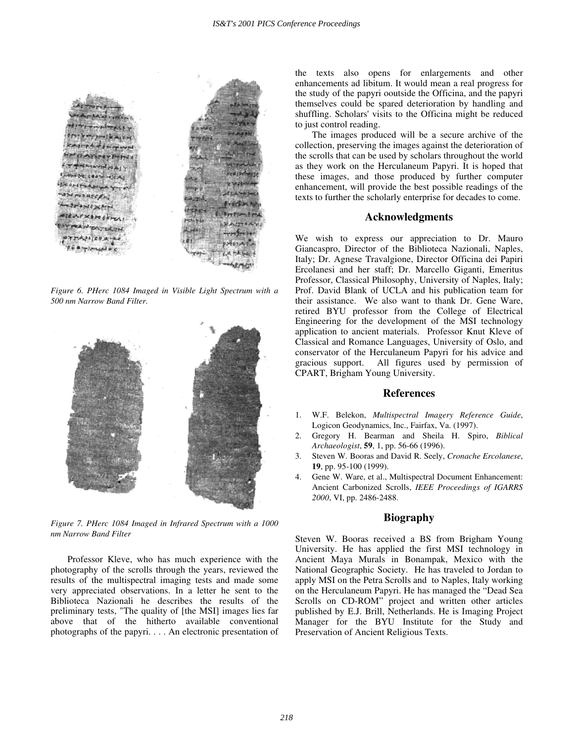Figure 6. PHerc 1084 Imaged in Visible Light Spectrum with a 500 nm Narrow Band Filter.

Figure 7. PHerc 1084 Imaged in Infrared Spectrum with a 1000 nm Narrow Band Filter

Professor Kleve, who has much experience with the photography of the scrolls through the years, reviewed the results of the multispectral imaging tests and made some very appreciated observations. In a letter he sent to the Biblioteca Nazionali he describes the results of the preliminary tests, "The quality of [the MSI] images lies far above that of the hitherto available conventional photographs of the papyri. . . . An electronic presentation of the texts also opens for enlargements and other enhancements ad libitum. It would mean a real progress for the study of the papyri ooutside the Officina, and the papyri themselves could be spared deterioration by handling and shuffling. Scholars' visits to the Officina might be reduced to just control reading.

The images produced will be a secure archive of the collection, preserving the images against the deterioration of the scrolls that can be used by scholars throughout the world as they work on the Herculaneum Papyri. It is hoped that these images, and those produced by further computer enhancement, will provide the best possible readings of the texts to further the scholarly enterprise for decades to come.

## Acknowledgments

We wish to express our appreciation to Dr. Mauro Giancaspro, Director of the Biblioteca Nazionali, Naples, Italy; Dr. Agnese Travalgione, Director Officina dei Papiri Ercolanesi and her staff; Dr. Marcello Giganti, Emeritus Professor, Classical Philosophy, University of Naples, Italy; Prof. David Blank of UCLA and his publication team for their assistance. We also want to thank Dr. Gene Ware, retired BYU professor from the College of Electrical Engineering for the development of the MSI technology application to ancient materials. Professor Knut Kleve of Classical and Romance Languages, University of Oslo, and conservator of the Herculaneum Papyri for his advice and gracious support. All figures used by permission of CPART, Brigham Young University.

## References

1. W.F. Belekon, *Multispectral Imagery Reference Guide*, Logicon Geodynamics, Inc., Fairfax, Va. (1997).
2. Gregory H. Bearman and Sheila H. Spiro, *Biblical Archaeologist*, **59**, 1, pp. 56-66 (1996).
3. Steven W. Booras and David R. Seely, *Cronache Ercolanese*, **19**, pp. 95-100 (1999).
4. Gene W. Ware, et al., Multispectral Document Enhancement: Ancient Carbonized Scrolls, *IEEE Proceedings of IGARRS 2000*, VI, pp. 2486-2488.

## Biography

Steven W. Booras received a BS from Brigham Young University. He has applied the first MSI technology in Ancient Maya Murals in Bonampak, Mexico with the National Geographic Society. He has traveled to Jordan to apply MSI on the Petra Scrolls and to Naples, Italy working on the Herculaneum Papyri. He has managed the "Dead Sea Scrolls on CD-ROM" project and written other articles published by E.J. Brill, Netherlands. He is Imaging Project Manager for the BYU Institute for the Study and Preservation of Ancient Religious Texts.